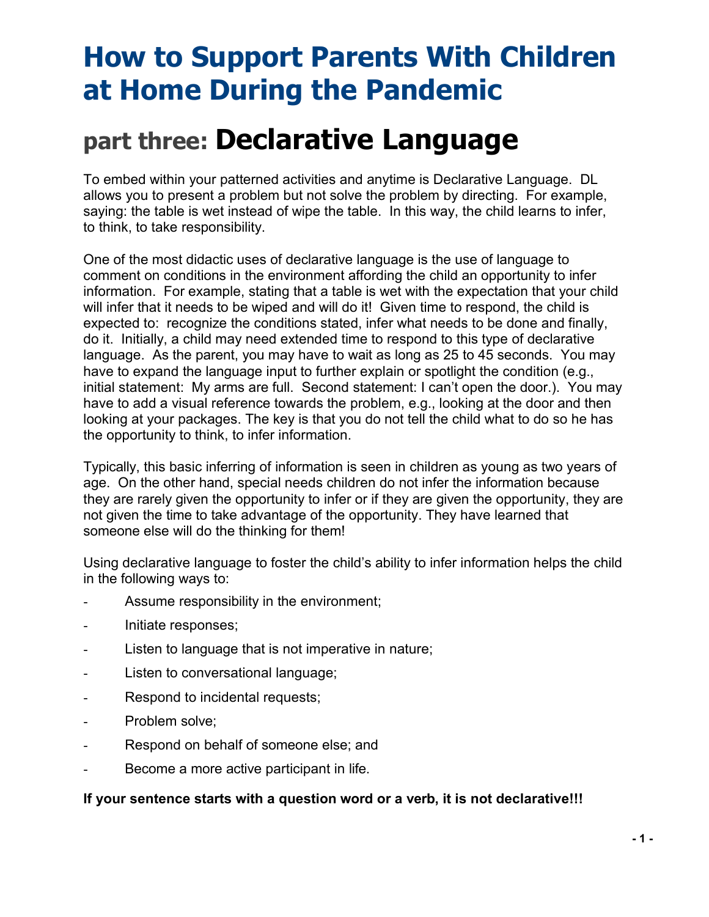# How to Support Parents With Children at Home During the Pandemic

## part three: Declarative Language

To embed within your patterned activities and anytime is Declarative Language. DL allows you to present a problem but not solve the problem by directing. For example, saying: the table is wet instead of wipe the table. In this way, the child learns to infer, to think, to take responsibility.

One of the most didactic uses of declarative language is the use of language to comment on conditions in the environment affording the child an opportunity to infer information. For example, stating that a table is wet with the expectation that your child will infer that it needs to be wiped and will do it! Given time to respond, the child is expected to: recognize the conditions stated, infer what needs to be done and finally, do it. Initially, a child may need extended time to respond to this type of declarative language. As the parent, you may have to wait as long as 25 to 45 seconds. You may have to expand the language input to further explain or spotlight the condition (e.g., initial statement: My arms are full. Second statement: I can't open the door.). You may have to add a visual reference towards the problem, e.g., looking at the door and then looking at your packages. The key is that you do not tell the child what to do so he has the opportunity to think, to infer information.

Typically, this basic inferring of information is seen in children as young as two years of age. On the other hand, special needs children do not infer the information because they are rarely given the opportunity to infer or if they are given the opportunity, they are not given the time to take advantage of the opportunity. They have learned that someone else will do the thinking for them!

Using declarative language to foster the child's ability to infer information helps the child in the following ways to:

- Assume responsibility in the environment;
- Initiate responses;
- Listen to language that is not imperative in nature;
- Listen to conversational language;
- Respond to incidental requests;
- Problem solve;
- Respond on behalf of someone else; and
- Become a more active participant in life.

**If your sentence starts with a question word or a verb, it is not declarative!!!**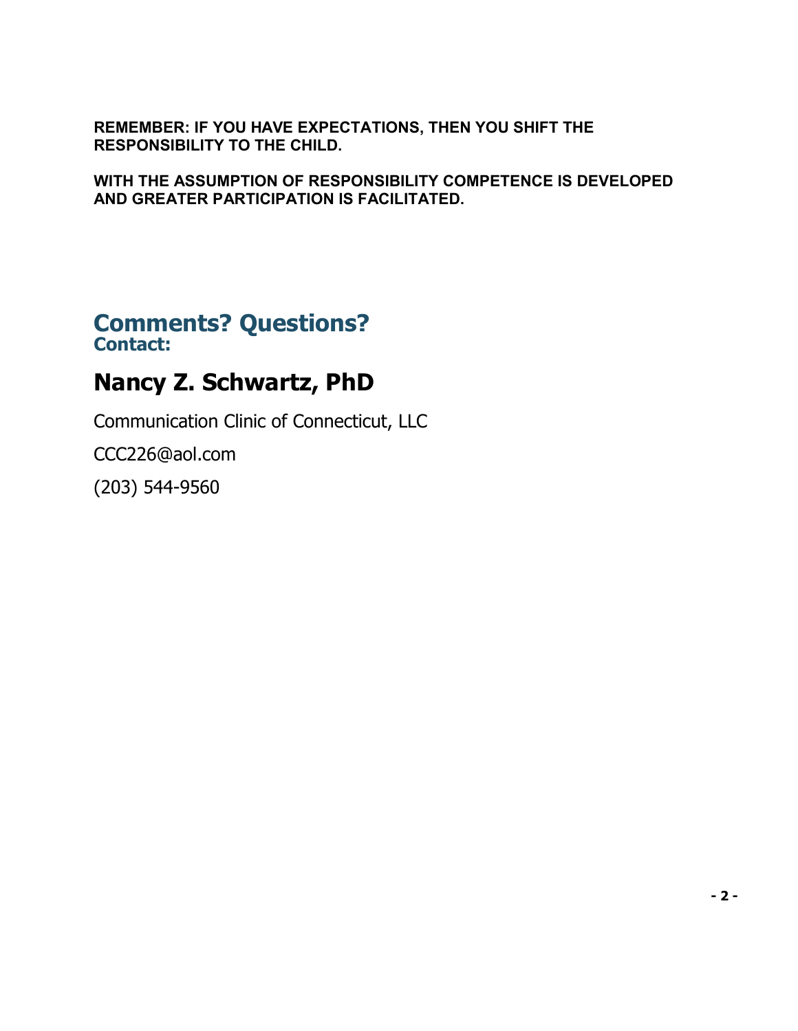**REMEMBER: IF YOU HAVE EXPECTATIONS, THEN YOU SHIFT THE RESPONSIBILITY TO THE CHILD.**

**WITH THE ASSUMPTION OF RESPONSIBILITY COMPETENCE IS DEVELOPED AND GREATER PARTICIPATION IS FACILITATED.**

## Comments? Questions?

### Contact:

## Nancy Z. Schwartz, PhD

Communication Clinic of Connecticut, LLC

CCC226@aol.com

(203) 544-9560